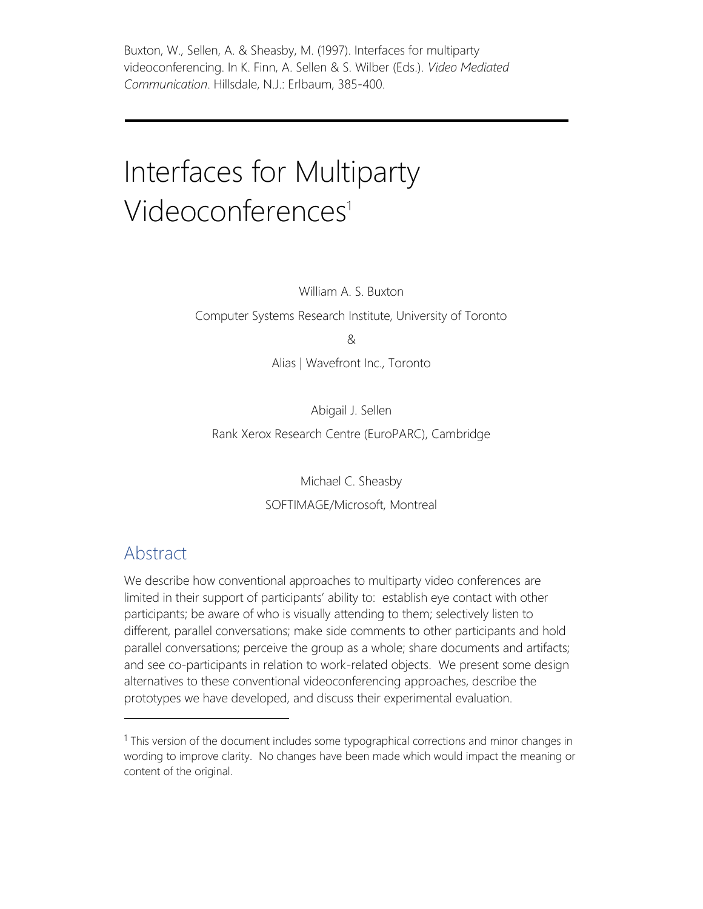Buxton, W., Sellen, A. & Sheasby, M. (1997). Interfaces for multiparty videoconferencing. In K. Finn, A. Sellen & S. Wilber (Eds.). *Video Mediated Communication*. Hillsdale, N.J.: Erlbaum, 385-400.

---

# Interfaces for Multiparty Videoconferences[1]

William A. S. Buxton

Computer Systems Research Institute, University of Toronto

&

Alias | Wavefront Inc., Toronto

Abigail J. Sellen

Rank Xerox Research Centre (EuroPARC), Cambridge

Michael C. Sheasby

SOFTIMAGE/Microsoft, Montreal

## Abstract

We describe how conventional approaches to multiparty video conferences are limited in their support of participants' ability to: establish eye contact with other participants; be aware of who is visually attending to them; selectively listen to different, parallel conversations; make side comments to other participants and hold parallel conversations; perceive the group as a whole; share documents and artifacts; and see co-participants in relation to work-related objects. We present some design alternatives to these conventional videoconferencing approaches, describe the prototypes we have developed, and discuss their experimental evaluation.

---

[1] This version of the document includes some typographical corrections and minor changes in wording to improve clarity. No changes have been made which would impact the meaning or content of the original.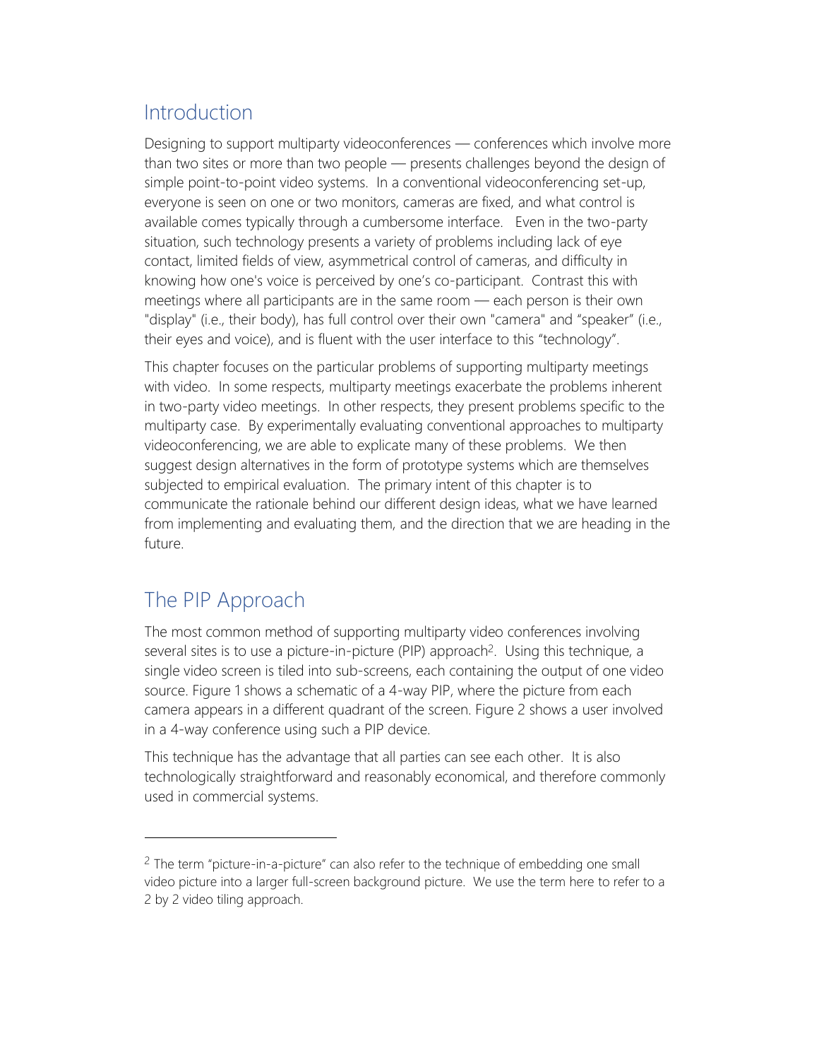## Introduction

Designing to support multiparty videoconferences — conferences which involve more than two sites or more than two people — presents challenges beyond the design of simple point-to-point video systems. In a conventional videoconferencing set-up, everyone is seen on one or two monitors, cameras are fixed, and what control is available comes typically through a cumbersome interface. Even in the two-party situation, such technology presents a variety of problems including lack of eye contact, limited fields of view, asymmetrical control of cameras, and difficulty in knowing how one's voice is perceived by one's co-participant. Contrast this with meetings where all participants are in the same room — each person is their own "display" (i.e., their body), has full control over their own "camera" and "speaker" (i.e., their eyes and voice), and is fluent with the user interface to this "technology".

This chapter focuses on the particular problems of supporting multiparty meetings with video. In some respects, multiparty meetings exacerbate the problems inherent in two-party video meetings. In other respects, they present problems specific to the multiparty case. By experimentally evaluating conventional approaches to multiparty videoconferencing, we are able to explicate many of these problems. We then suggest design alternatives in the form of prototype systems which are themselves subjected to empirical evaluation. The primary intent of this chapter is to communicate the rationale behind our different design ideas, what we have learned from implementing and evaluating them, and the direction that we are heading in the future.

## The PIP Approach

The most common method of supporting multiparty video conferences involving several sites is to use a picture-in-picture (PIP) approach[2]. Using this technique, a single video screen is tiled into sub-screens, each containing the output of one video source. Figure 1 shows a schematic of a 4-way PIP, where the picture from each camera appears in a different quadrant of the screen. Figure 2 shows a user involved in a 4-way conference using such a PIP device.

This technique has the advantage that all parties can see each other. It is also technologically straightforward and reasonably economical, and therefore commonly used in commercial systems.

---

[2] The term "picture-in-a-picture" can also refer to the technique of embedding one small video picture into a larger full-screen background picture. We use the term here to refer to a 2 by 2 video tiling approach.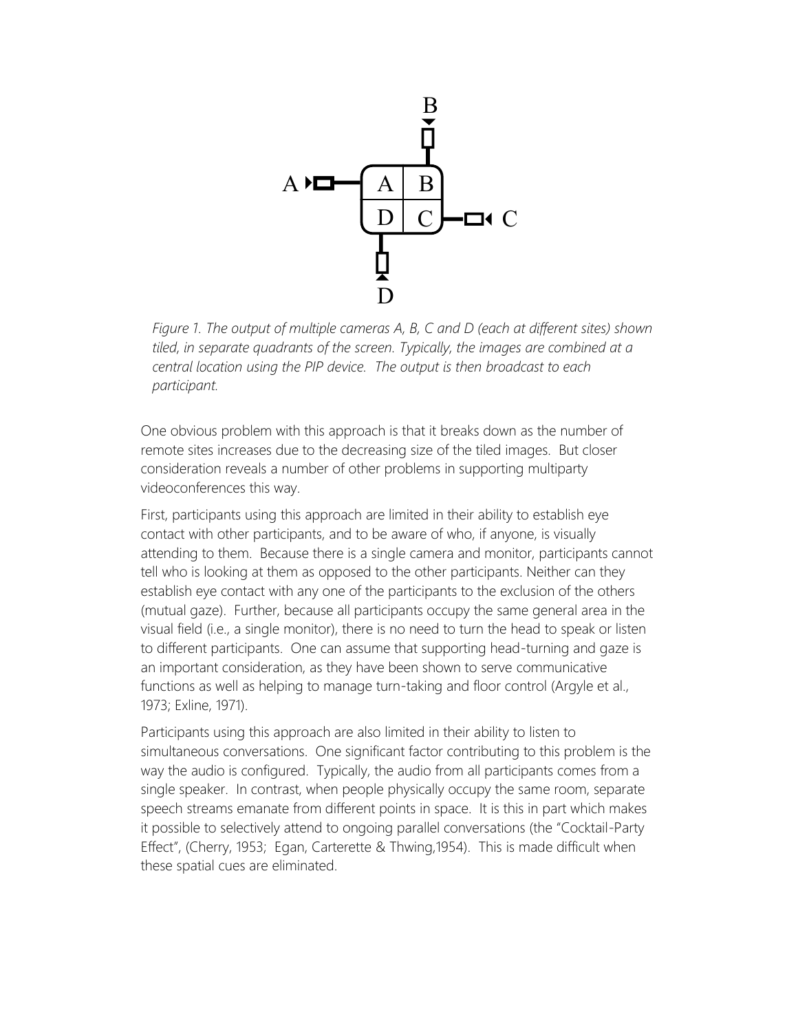*Figure 1. The output of multiple cameras A, B, C and D (each at different sites) shown tiled, in separate quadrants of the screen. Typically, the images are combined at a central location using the PIP device. The output is then broadcast to each participant.*

One obvious problem with this approach is that it breaks down as the number of remote sites increases due to the decreasing size of the tiled images. But closer consideration reveals a number of other problems in supporting multiparty videoconferences this way.

First, participants using this approach are limited in their ability to establish eye contact with other participants, and to be aware of who, if anyone, is visually attending to them. Because there is a single camera and monitor, participants cannot tell who is looking at them as opposed to the other participants. Neither can they establish eye contact with any one of the participants to the exclusion of the others (mutual gaze). Further, because all participants occupy the same general area in the visual field (i.e., a single monitor), there is no need to turn the head to speak or listen to different participants. One can assume that supporting head-turning and gaze is an important consideration, as they have been shown to serve communicative functions as well as helping to manage turn-taking and floor control (Argyle et al., 1973; Exline, 1971).

Participants using this approach are also limited in their ability to listen to simultaneous conversations. One significant factor contributing to this problem is the way the audio is configured. Typically, the audio from all participants comes from a single speaker. In contrast, when people physically occupy the same room, separate speech streams emanate from different points in space. It is this in part which makes it possible to selectively attend to ongoing parallel conversations (the "Cocktail-Party Effect", (Cherry, 1953; Egan, Carterette & Thwing,1954). This is made difficult when these spatial cues are eliminated.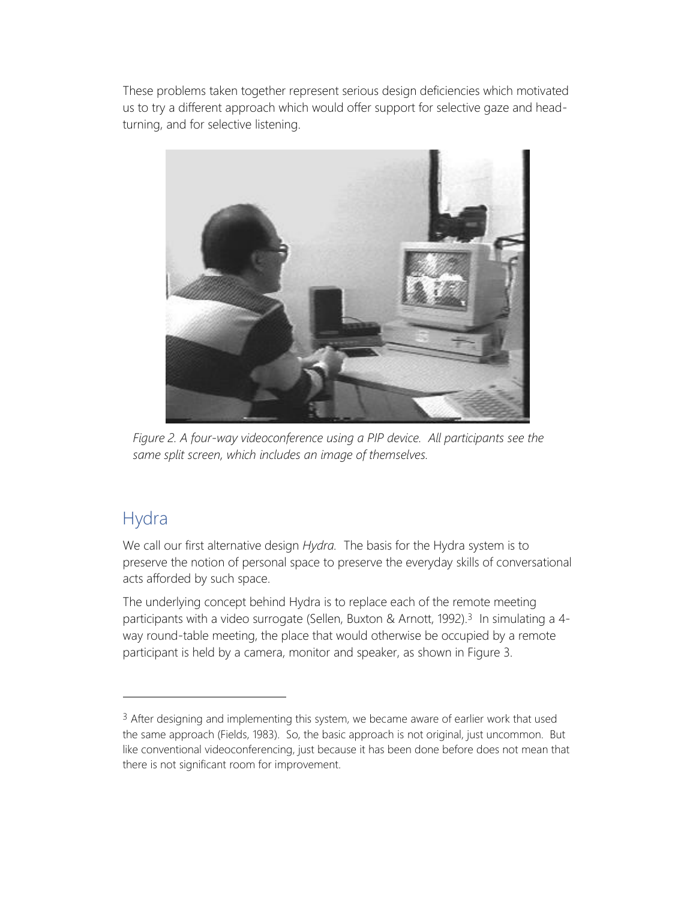These problems taken together represent serious design deficiencies which motivated us to try a different approach which would offer support for selective gaze and head-turning, and for selective listening.

*Figure 2. A four-way videoconference using a PIP device. All participants see the same split screen, which includes an image of themselves.*

## Hydra

We call our first alternative design *Hydra.* The basis for the Hydra system is to preserve the notion of personal space to preserve the everyday skills of conversational acts afforded by such space.

The underlying concept behind Hydra is to replace each of the remote meeting participants with a video surrogate (Sellen, Buxton & Arnott, 1992).[3] In simulating a 4-way round-table meeting, the place that would otherwise be occupied by a remote participant is held by a camera, monitor and speaker, as shown in Figure 3.

---

[3] After designing and implementing this system, we became aware of earlier work that used the same approach (Fields, 1983). So, the basic approach is not original, just uncommon. But like conventional videoconferencing, just because it has been done before does not mean that there is not significant room for improvement.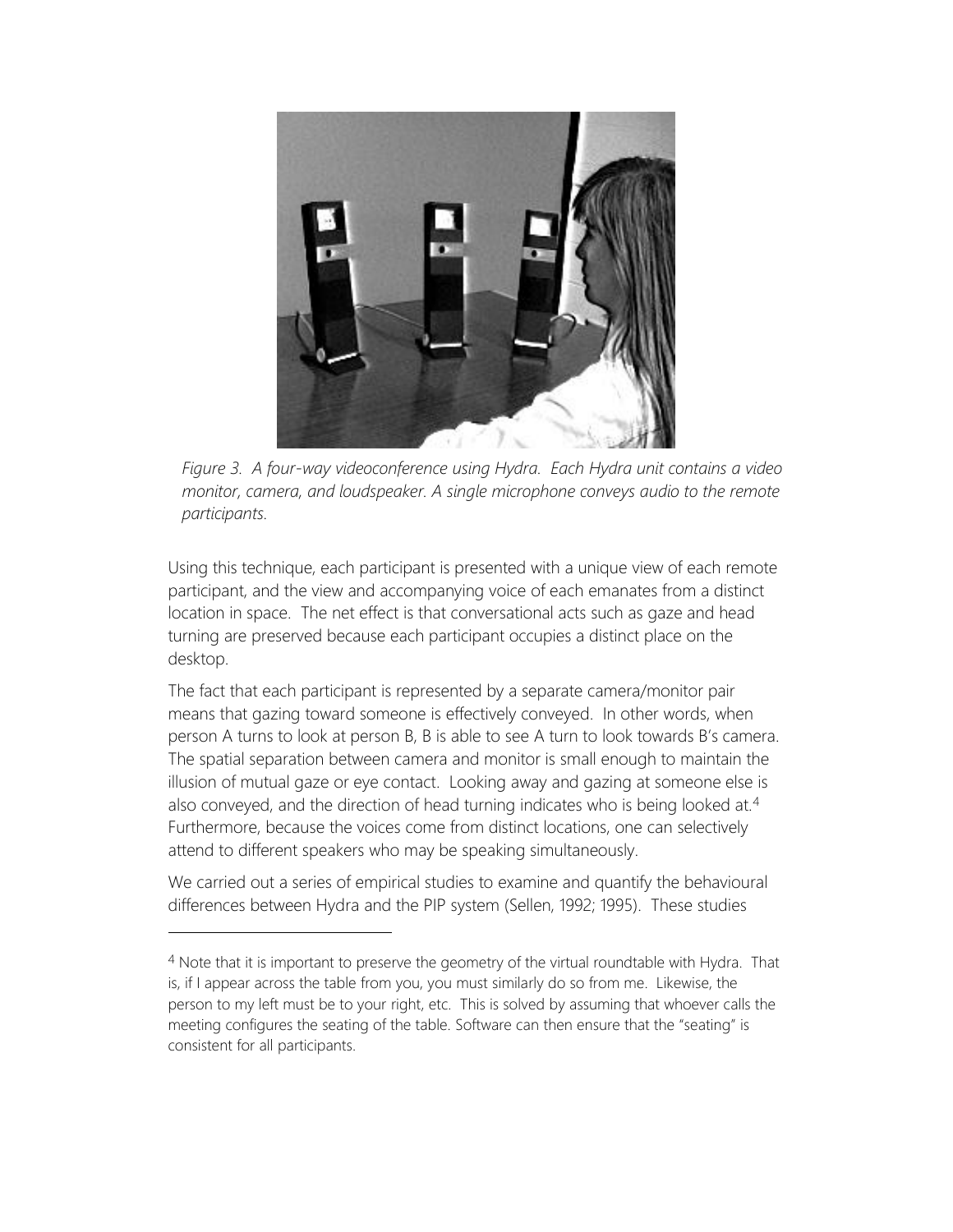*Figure 3. A four-way videoconference using Hydra. Each Hydra unit contains a video monitor, camera, and loudspeaker. A single microphone conveys audio to the remote participants.*

Using this technique, each participant is presented with a unique view of each remote participant, and the view and accompanying voice of each emanates from a distinct location in space. The net effect is that conversational acts such as gaze and head turning are preserved because each participant occupies a distinct place on the desktop.

The fact that each participant is represented by a separate camera/monitor pair means that gazing toward someone is effectively conveyed. In other words, when person A turns to look at person B, B is able to see A turn to look towards B's camera. The spatial separation between camera and monitor is small enough to maintain the illusion of mutual gaze or eye contact. Looking away and gazing at someone else is also conveyed, and the direction of head turning indicates who is being looked at.[4] Furthermore, because the voices come from distinct locations, one can selectively attend to different speakers who may be speaking simultaneously.

We carried out a series of empirical studies to examine and quantify the behavioural differences between Hydra and the PIP system (Sellen, 1992; 1995). These studies

---

[4] Note that it is important to preserve the geometry of the virtual roundtable with Hydra. That is, if I appear across the table from you, you must similarly do so from me. Likewise, the person to my left must be to your right, etc. This is solved by assuming that whoever calls the meeting configures the seating of the table. Software can then ensure that the "seating" is consistent for all participants.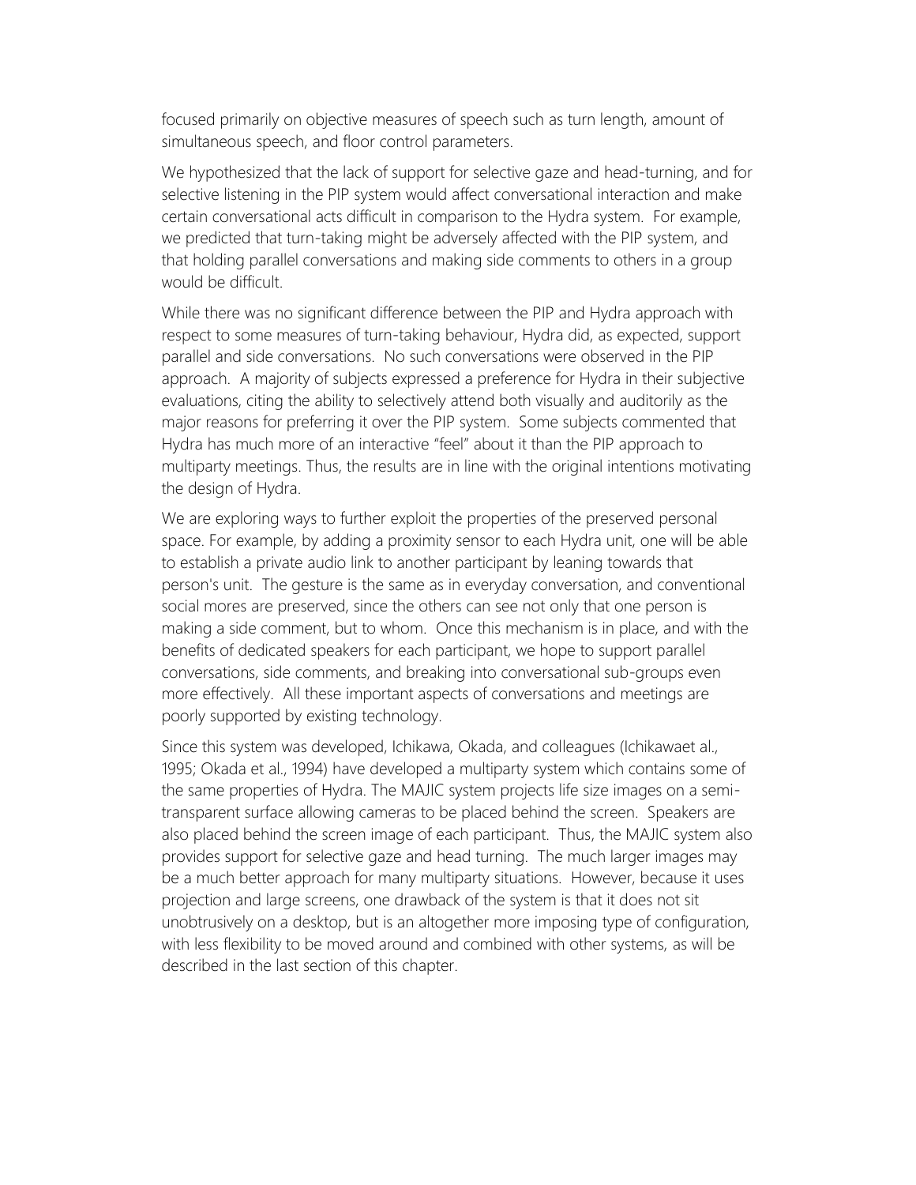focused primarily on objective measures of speech such as turn length, amount of simultaneous speech, and floor control parameters.

We hypothesized that the lack of support for selective gaze and head-turning, and for selective listening in the PIP system would affect conversational interaction and make certain conversational acts difficult in comparison to the Hydra system. For example, we predicted that turn-taking might be adversely affected with the PIP system, and that holding parallel conversations and making side comments to others in a group would be difficult.

While there was no significant difference between the PIP and Hydra approach with respect to some measures of turn-taking behaviour, Hydra did, as expected, support parallel and side conversations. No such conversations were observed in the PIP approach. A majority of subjects expressed a preference for Hydra in their subjective evaluations, citing the ability to selectively attend both visually and auditorily as the major reasons for preferring it over the PIP system. Some subjects commented that Hydra has much more of an interactive "feel" about it than the PIP approach to multiparty meetings. Thus, the results are in line with the original intentions motivating the design of Hydra.

We are exploring ways to further exploit the properties of the preserved personal space. For example, by adding a proximity sensor to each Hydra unit, one will be able to establish a private audio link to another participant by leaning towards that person's unit. The gesture is the same as in everyday conversation, and conventional social mores are preserved, since the others can see not only that one person is making a side comment, but to whom. Once this mechanism is in place, and with the benefits of dedicated speakers for each participant, we hope to support parallel conversations, side comments, and breaking into conversational sub-groups even more effectively. All these important aspects of conversations and meetings are poorly supported by existing technology.

Since this system was developed, Ichikawa, Okada, and colleagues (Ichikawaet al., 1995; Okada et al., 1994) have developed a multiparty system which contains some of the same properties of Hydra. The MAJIC system projects life size images on a semi-transparent surface allowing cameras to be placed behind the screen. Speakers are also placed behind the screen image of each participant. Thus, the MAJIC system also provides support for selective gaze and head turning. The much larger images may be a much better approach for many multiparty situations. However, because it uses projection and large screens, one drawback of the system is that it does not sit unobtrusively on a desktop, but is an altogether more imposing type of configuration, with less flexibility to be moved around and combined with other systems, as will be described in the last section of this chapter.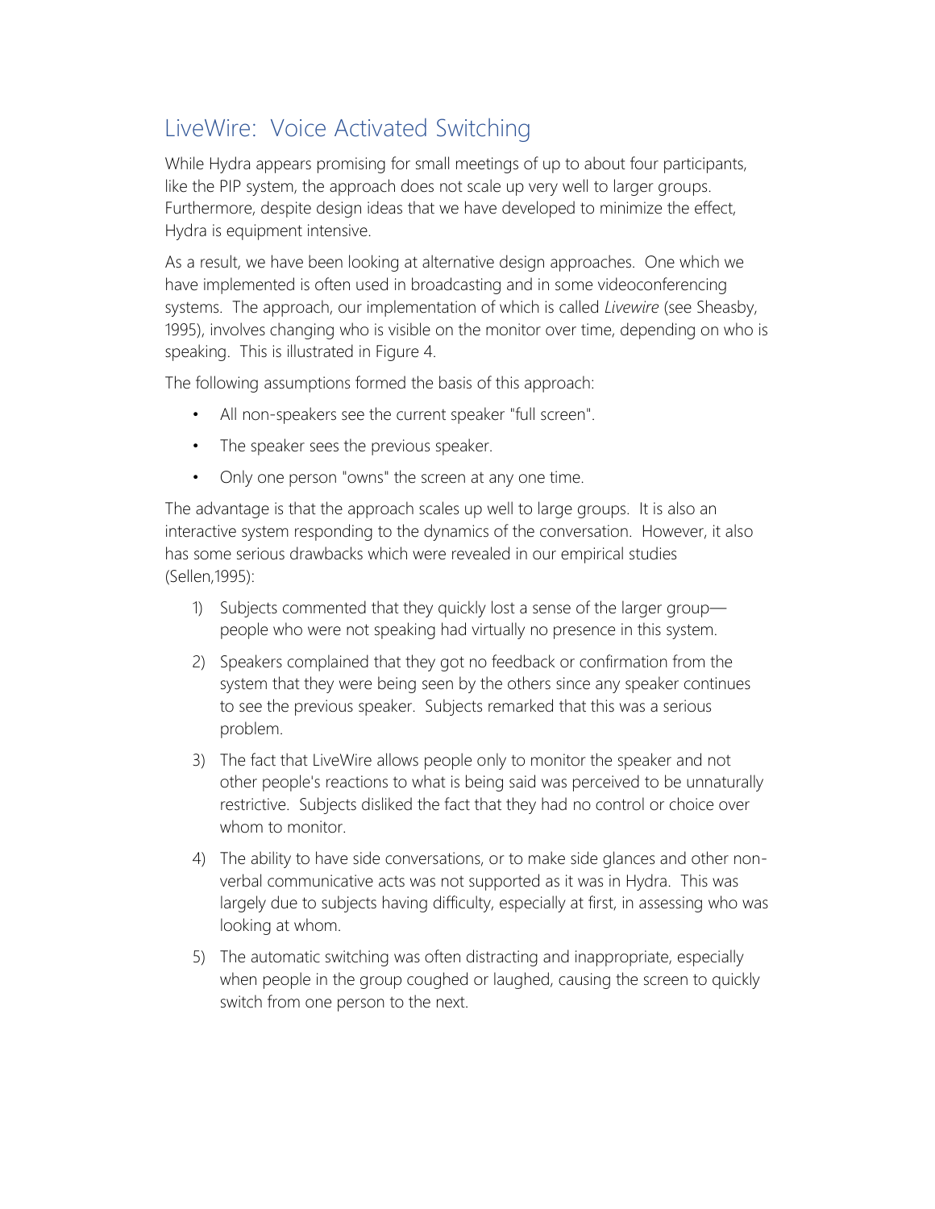## LiveWire: Voice Activated Switching

While Hydra appears promising for small meetings of up to about four participants, like the PIP system, the approach does not scale up very well to larger groups. Furthermore, despite design ideas that we have developed to minimize the effect, Hydra is equipment intensive.

As a result, we have been looking at alternative design approaches. One which we have implemented is often used in broadcasting and in some videoconferencing systems. The approach, our implementation of which is called *Livewire* (see Sheasby, 1995), involves changing who is visible on the monitor over time, depending on who is speaking. This is illustrated in Figure 4.

The following assumptions formed the basis of this approach:

- All non-speakers see the current speaker "full screen".
- The speaker sees the previous speaker.
- Only one person "owns" the screen at any one time.

The advantage is that the approach scales up well to large groups. It is also an interactive system responding to the dynamics of the conversation. However, it also has some serious drawbacks which were revealed in our empirical studies (Sellen,1995):

1) Subjects commented that they quickly lost a sense of the larger group—people who were not speaking had virtually no presence in this system.
2) Speakers complained that they got no feedback or confirmation from the system that they were being seen by the others since any speaker continues to see the previous speaker. Subjects remarked that this was a serious problem.
3) The fact that LiveWire allows people only to monitor the speaker and not other people's reactions to what is being said was perceived to be unnaturally restrictive. Subjects disliked the fact that they had no control or choice over whom to monitor.
4) The ability to have side conversations, or to make side glances and other non-verbal communicative acts was not supported as it was in Hydra. This was largely due to subjects having difficulty, especially at first, in assessing who was looking at whom.
5) The automatic switching was often distracting and inappropriate, especially when people in the group coughed or laughed, causing the screen to quickly switch from one person to the next.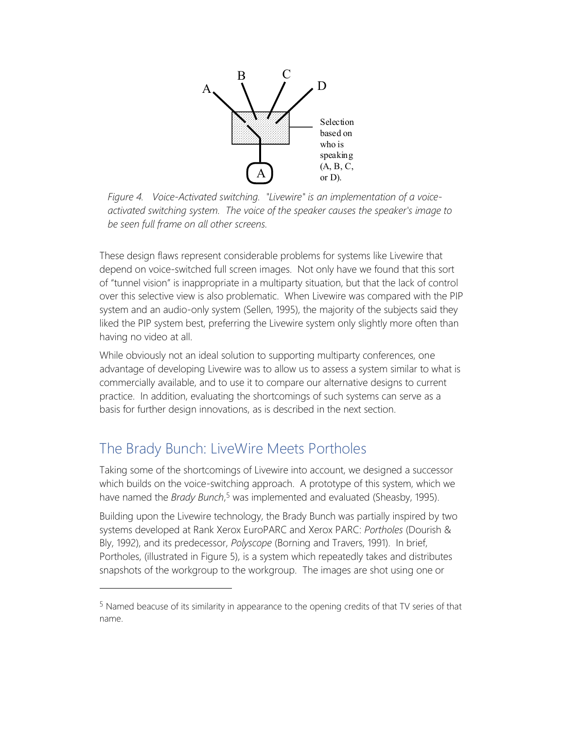Figure 4. Voice-Activated switching. "Livewire" is an implementation of a voice-activated switching system. The voice of the speaker causes the speaker's image to be seen full frame on all other screens.

These design flaws represent considerable problems for systems like Livewire that depend on voice-switched full screen images. Not only have we found that this sort of "tunnel vision" is inappropriate in a multiparty situation, but that the lack of control over this selective view is also problematic. When Livewire was compared with the PIP system and an audio-only system (Sellen, 1995), the majority of the subjects said they liked the PIP system best, preferring the Livewire system only slightly more often than having no video at all.

While obviously not an ideal solution to supporting multiparty conferences, one advantage of developing Livewire was to allow us to assess a system similar to what is commercially available, and to use it to compare our alternative designs to current practice. In addition, evaluating the shortcomings of such systems can serve as a basis for further design innovations, as is described in the next section.

## The Brady Bunch: LiveWire Meets Portholes

Taking some of the shortcomings of Livewire into account, we designed a successor which builds on the voice-switching approach. A prototype of this system, which we have named the *Brady Bunch*,[5] was implemented and evaluated (Sheasby, 1995).

Building upon the Livewire technology, the Brady Bunch was partially inspired by two systems developed at Rank Xerox EuroPARC and Xerox PARC: *Portholes* (Dourish & Bly, 1992), and its predecessor, *Polyscope* (Borning and Travers, 1991). In brief, Portholes, (illustrated in Figure 5), is a system which repeatedly takes and distributes snapshots of the workgroup to the workgroup. The images are shot using one or

[5] Named beacuse of its similarity in appearance to the opening credits of that TV series of that name.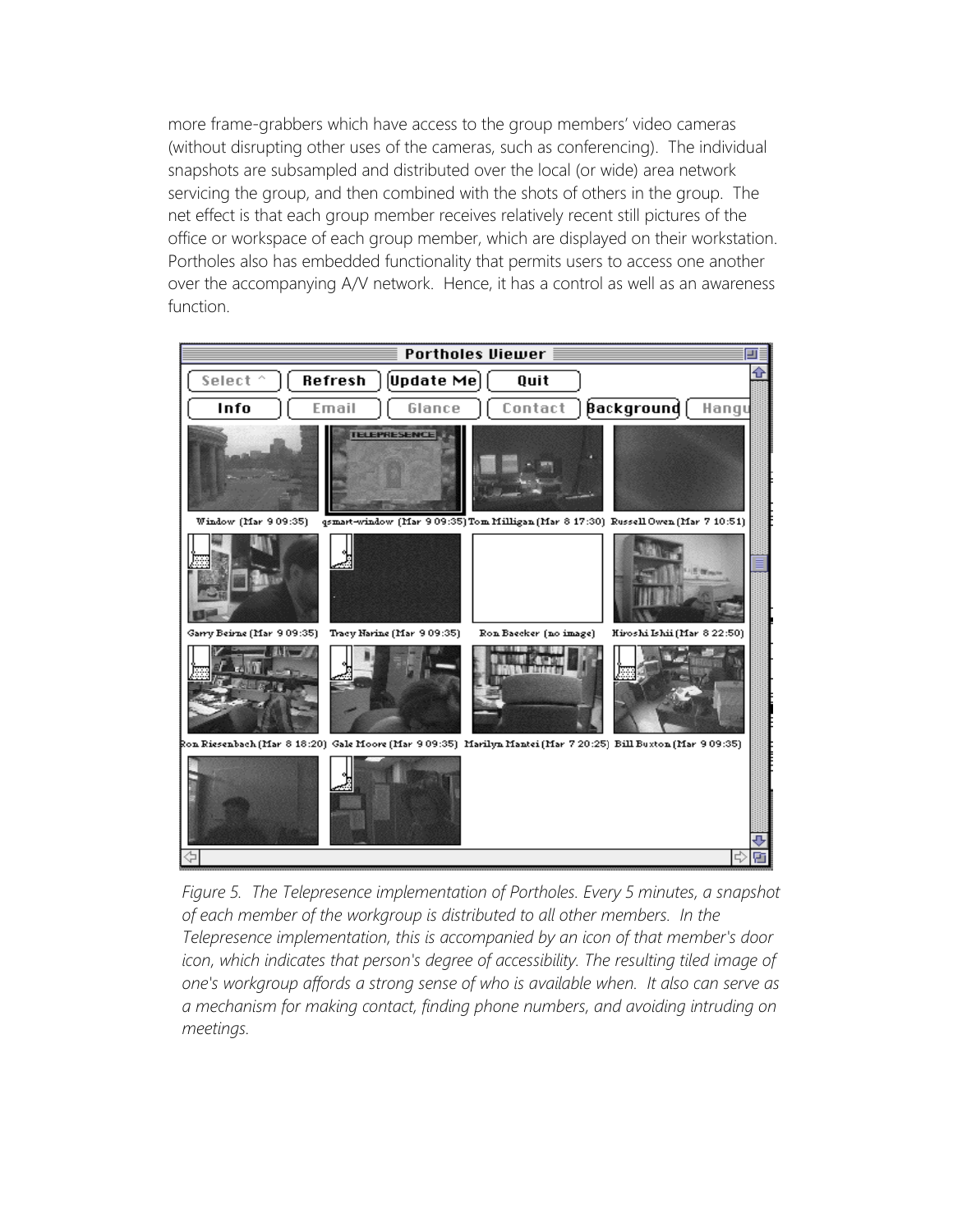more frame-grabbers which have access to the group members' video cameras (without disrupting other uses of the cameras, such as conferencing). The individual snapshots are subsampled and distributed over the local (or wide) area network servicing the group, and then combined with the shots of others in the group. The net effect is that each group member receives relatively recent still pictures of the office or workspace of each group member, which are displayed on their workstation. Portholes also has embedded functionality that permits users to access one another over the accompanying A/V network. Hence, it has a control as well as an awareness function.

*Figure 5. The Telepresence implementation of Portholes. Every 5 minutes, a snapshot of each member of the workgroup is distributed to all other members. In the Telepresence implementation, this is accompanied by an icon of that member's door icon, which indicates that person's degree of accessibility. The resulting tiled image of one's workgroup affords a strong sense of who is available when. It also can serve as a mechanism for making contact, finding phone numbers, and avoiding intruding on meetings.*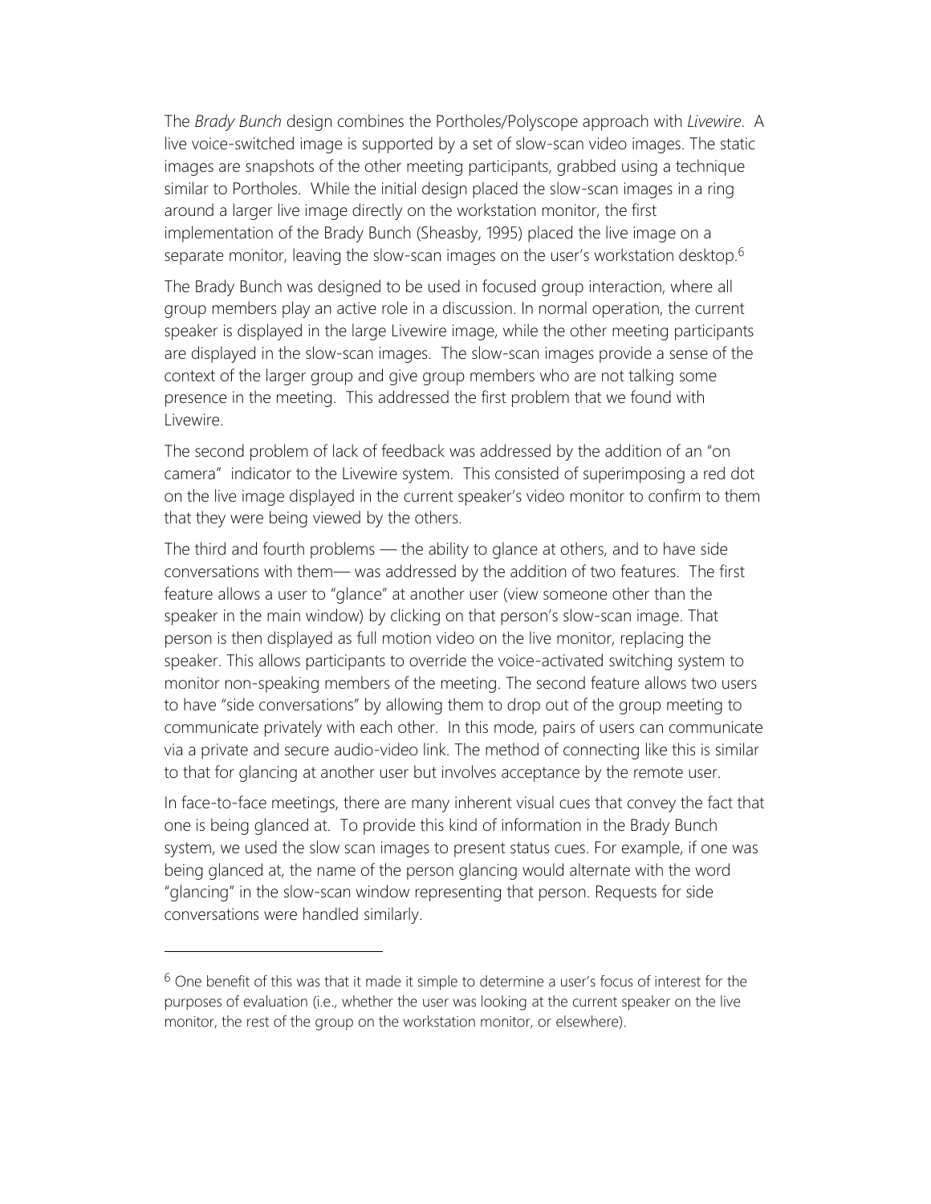The *Brady Bunch* design combines the Portholes/Polyscope approach with *Livewire*. A live voice-switched image is supported by a set of slow-scan video images. The static images are snapshots of the other meeting participants, grabbed using a technique similar to Portholes. While the initial design placed the slow-scan images in a ring around a larger live image directly on the workstation monitor, the first implementation of the Brady Bunch (Sheasby, 1995) placed the live image on a separate monitor, leaving the slow-scan images on the user's workstation desktop.[6]

The Brady Bunch was designed to be used in focused group interaction, where all group members play an active role in a discussion. In normal operation, the current speaker is displayed in the large Livewire image, while the other meeting participants are displayed in the slow-scan images. The slow-scan images provide a sense of the context of the larger group and give group members who are not talking some presence in the meeting. This addressed the first problem that we found with Livewire.

The second problem of lack of feedback was addressed by the addition of an "on camera" indicator to the Livewire system. This consisted of superimposing a red dot on the live image displayed in the current speaker's video monitor to confirm to them that they were being viewed by the others.

The third and fourth problems — the ability to glance at others, and to have side conversations with them— was addressed by the addition of two features. The first feature allows a user to "glance" at another user (view someone other than the speaker in the main window) by clicking on that person's slow-scan image. That person is then displayed as full motion video on the live monitor, replacing the speaker. This allows participants to override the voice-activated switching system to monitor non-speaking members of the meeting. The second feature allows two users to have "side conversations" by allowing them to drop out of the group meeting to communicate privately with each other. In this mode, pairs of users can communicate via a private and secure audio-video link. The method of connecting like this is similar to that for glancing at another user but involves acceptance by the remote user.

In face-to-face meetings, there are many inherent visual cues that convey the fact that one is being glanced at. To provide this kind of information in the Brady Bunch system, we used the slow scan images to present status cues. For example, if one was being glanced at, the name of the person glancing would alternate with the word "glancing" in the slow-scan window representing that person. Requests for side conversations were handled similarly.

---

[6] One benefit of this was that it made it simple to determine a user's focus of interest for the purposes of evaluation (i.e., whether the user was looking at the current speaker on the live monitor, the rest of the group on the workstation monitor, or elsewhere).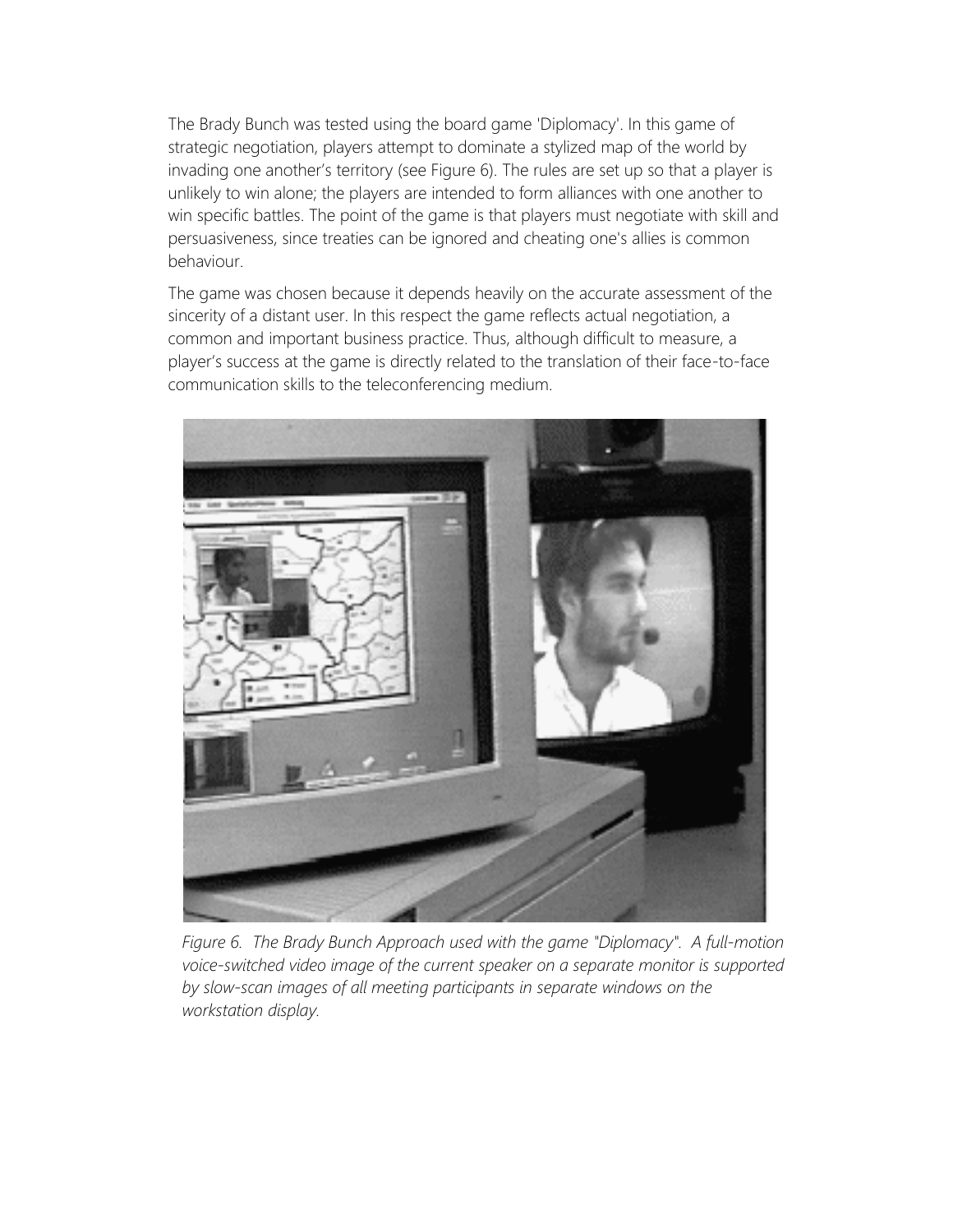The Brady Bunch was tested using the board game 'Diplomacy'. In this game of strategic negotiation, players attempt to dominate a stylized map of the world by invading one another's territory (see Figure 6). The rules are set up so that a player is unlikely to win alone; the players are intended to form alliances with one another to win specific battles. The point of the game is that players must negotiate with skill and persuasiveness, since treaties can be ignored and cheating one's allies is common behaviour.

The game was chosen because it depends heavily on the accurate assessment of the sincerity of a distant user. In this respect the game reflects actual negotiation, a common and important business practice. Thus, although difficult to measure, a player's success at the game is directly related to the translation of their face-to-face communication skills to the teleconferencing medium.

*Figure 6. The Brady Bunch Approach used with the game "Diplomacy". A full-motion voice-switched video image of the current speaker on a separate monitor is supported by slow-scan images of all meeting participants in separate windows on the workstation display.*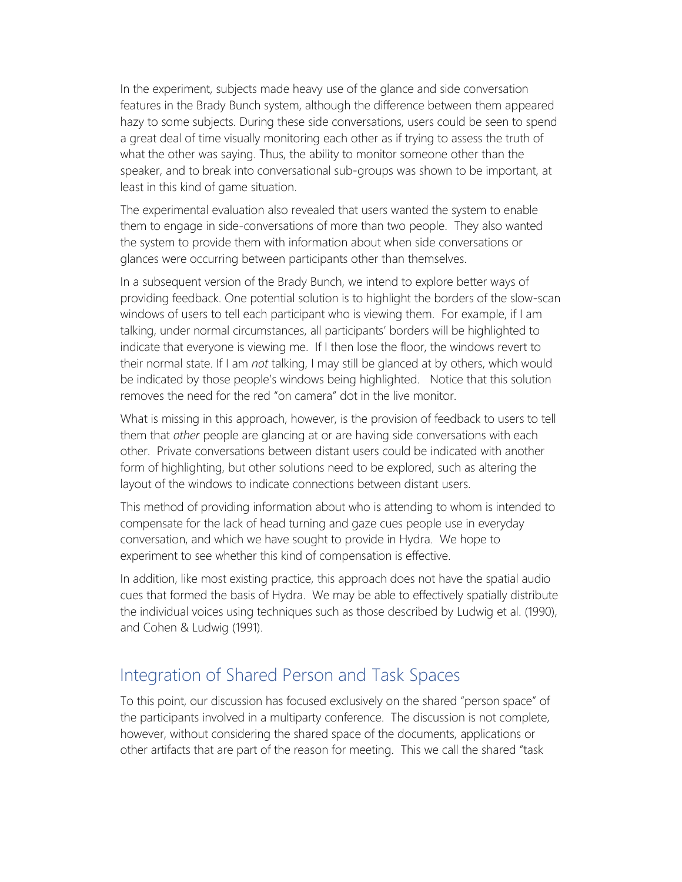In the experiment, subjects made heavy use of the glance and side conversation features in the Brady Bunch system, although the difference between them appeared hazy to some subjects. During these side conversations, users could be seen to spend a great deal of time visually monitoring each other as if trying to assess the truth of what the other was saying. Thus, the ability to monitor someone other than the speaker, and to break into conversational sub-groups was shown to be important, at least in this kind of game situation.

The experimental evaluation also revealed that users wanted the system to enable them to engage in side-conversations of more than two people. They also wanted the system to provide them with information about when side conversations or glances were occurring between participants other than themselves.

In a subsequent version of the Brady Bunch, we intend to explore better ways of providing feedback. One potential solution is to highlight the borders of the slow-scan windows of users to tell each participant who is viewing them. For example, if I am talking, under normal circumstances, all participants' borders will be highlighted to indicate that everyone is viewing me. If I then lose the floor, the windows revert to their normal state. If I am *not* talking, I may still be glanced at by others, which would be indicated by those people's windows being highlighted. Notice that this solution removes the need for the red "on camera" dot in the live monitor.

What is missing in this approach, however, is the provision of feedback to users to tell them that *other* people are glancing at or are having side conversations with each other. Private conversations between distant users could be indicated with another form of highlighting, but other solutions need to be explored, such as altering the layout of the windows to indicate connections between distant users.

This method of providing information about who is attending to whom is intended to compensate for the lack of head turning and gaze cues people use in everyday conversation, and which we have sought to provide in Hydra. We hope to experiment to see whether this kind of compensation is effective.

In addition, like most existing practice, this approach does not have the spatial audio cues that formed the basis of Hydra. We may be able to effectively spatially distribute the individual voices using techniques such as those described by Ludwig et al. (1990), and Cohen & Ludwig (1991).

## Integration of Shared Person and Task Spaces

To this point, our discussion has focused exclusively on the shared "person space" of the participants involved in a multiparty conference. The discussion is not complete, however, without considering the shared space of the documents, applications or other artifacts that are part of the reason for meeting. This we call the shared "task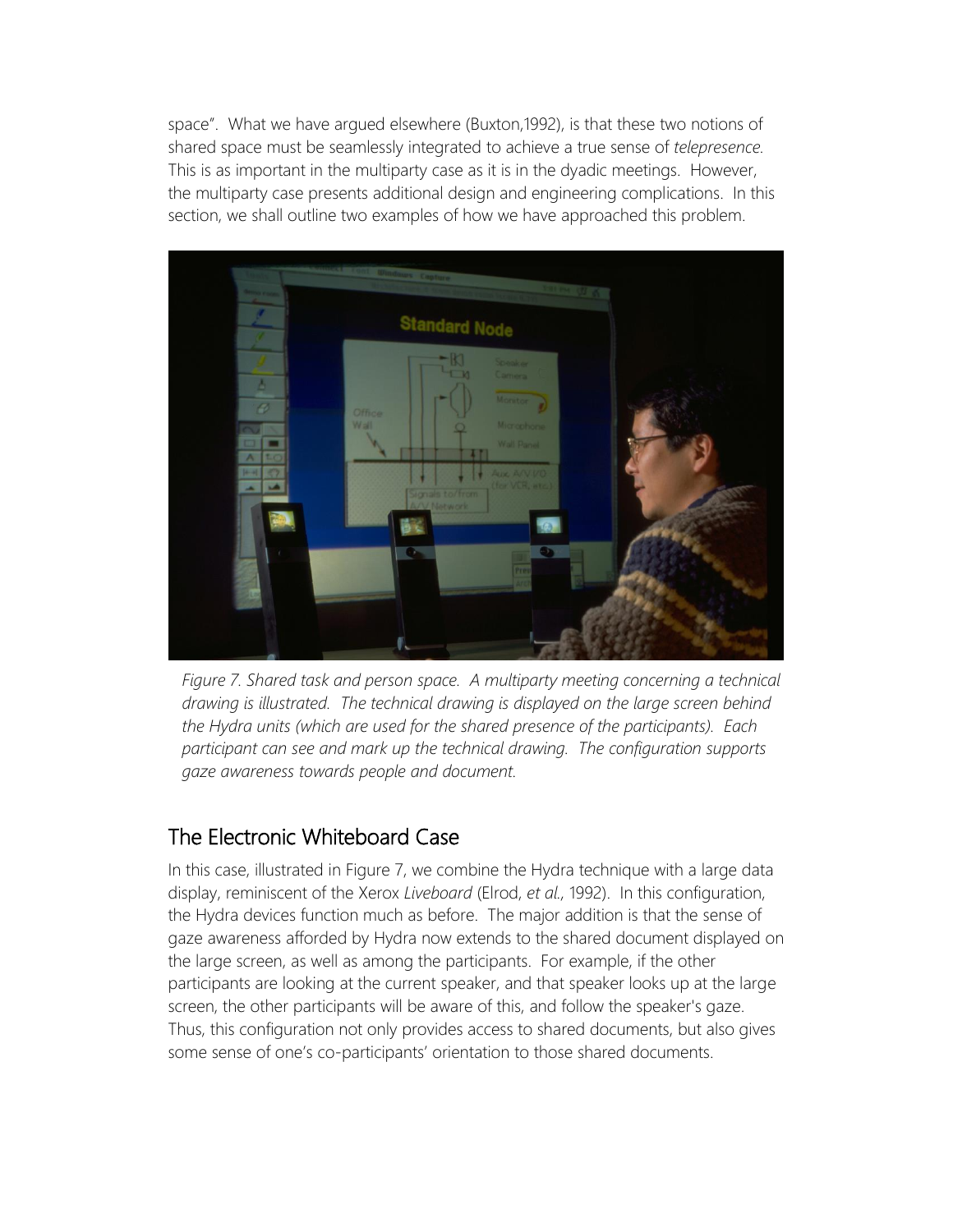space". What we have argued elsewhere (Buxton,1992), is that these two notions of shared space must be seamlessly integrated to achieve a true sense of *telepresence.* This is as important in the multiparty case as it is in the dyadic meetings. However, the multiparty case presents additional design and engineering complications. In this section, we shall outline two examples of how we have approached this problem.

*Figure 7. Shared task and person space. A multiparty meeting concerning a technical drawing is illustrated. The technical drawing is displayed on the large screen behind the Hydra units (which are used for the shared presence of the participants). Each participant can see and mark up the technical drawing. The configuration supports gaze awareness towards people and document.*

## The Electronic Whiteboard Case

In this case, illustrated in Figure 7, we combine the Hydra technique with a large data display, reminiscent of the Xerox *Liveboard* (Elrod, *et al.*, 1992). In this configuration, the Hydra devices function much as before. The major addition is that the sense of gaze awareness afforded by Hydra now extends to the shared document displayed on the large screen, as well as among the participants. For example, if the other participants are looking at the current speaker, and that speaker looks up at the large screen, the other participants will be aware of this, and follow the speaker's gaze. Thus, this configuration not only provides access to shared documents, but also gives some sense of one's co-participants' orientation to those shared documents.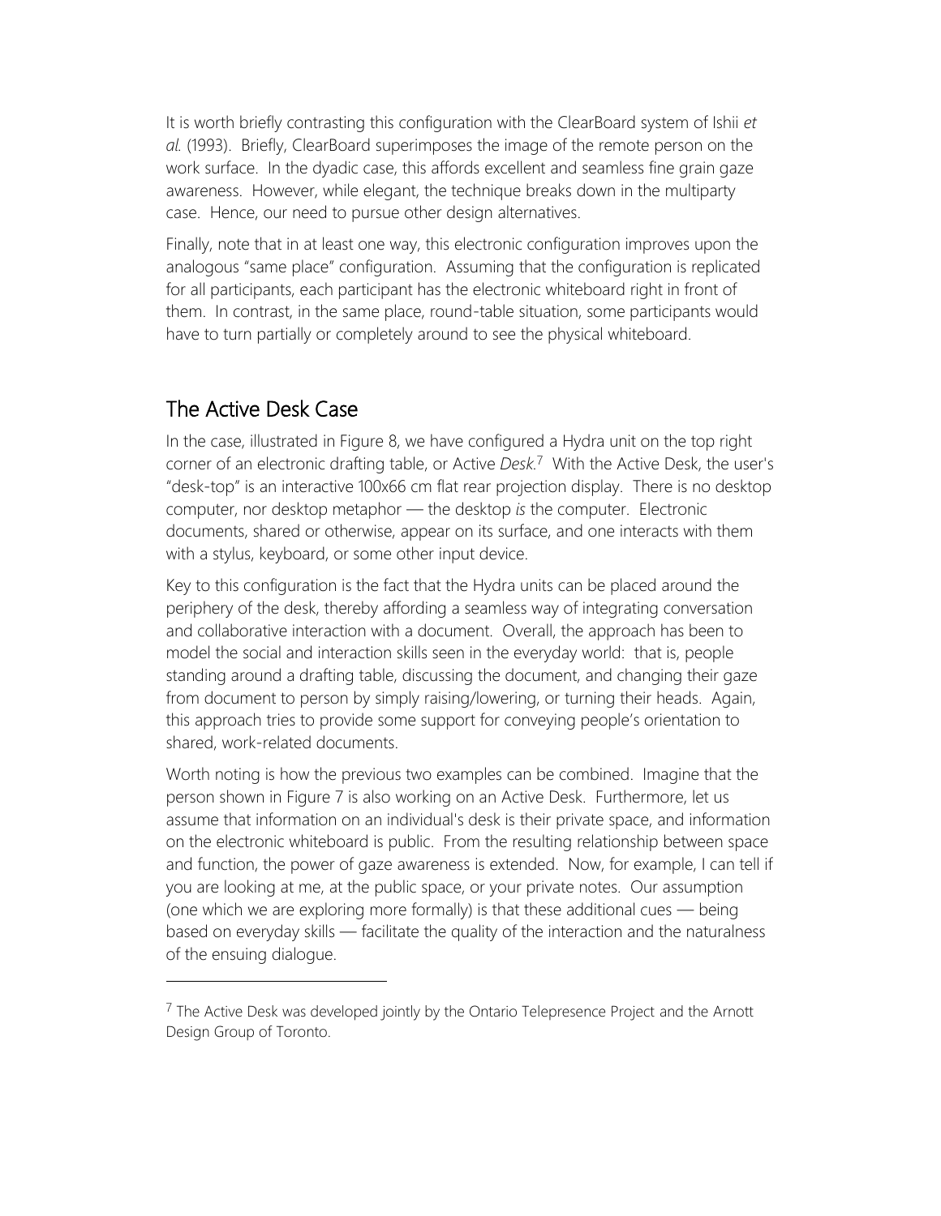It is worth briefly contrasting this configuration with the ClearBoard system of Ishii *et al.* (1993). Briefly, ClearBoard superimposes the image of the remote person on the work surface. In the dyadic case, this affords excellent and seamless fine grain gaze awareness. However, while elegant, the technique breaks down in the multiparty case. Hence, our need to pursue other design alternatives.

Finally, note that in at least one way, this electronic configuration improves upon the analogous "same place" configuration. Assuming that the configuration is replicated for all participants, each participant has the electronic whiteboard right in front of them. In contrast, in the same place, round-table situation, some participants would have to turn partially or completely around to see the physical whiteboard.

## The Active Desk Case

In the case, illustrated in Figure 8, we have configured a Hydra unit on the top right corner of an electronic drafting table, or Active *Desk*.[7] With the Active Desk, the user's "desk-top" is an interactive 100x66 cm flat rear projection display. There is no desktop computer, nor desktop metaphor — the desktop *is* the computer. Electronic documents, shared or otherwise, appear on its surface, and one interacts with them with a stylus, keyboard, or some other input device.

Key to this configuration is the fact that the Hydra units can be placed around the periphery of the desk, thereby affording a seamless way of integrating conversation and collaborative interaction with a document. Overall, the approach has been to model the social and interaction skills seen in the everyday world: that is, people standing around a drafting table, discussing the document, and changing their gaze from document to person by simply raising/lowering, or turning their heads. Again, this approach tries to provide some support for conveying people's orientation to shared, work-related documents.

Worth noting is how the previous two examples can be combined. Imagine that the person shown in Figure 7 is also working on an Active Desk. Furthermore, let us assume that information on an individual's desk is their private space, and information on the electronic whiteboard is public. From the resulting relationship between space and function, the power of gaze awareness is extended. Now, for example, I can tell if you are looking at me, at the public space, or your private notes. Our assumption (one which we are exploring more formally) is that these additional cues — being based on everyday skills — facilitate the quality of the interaction and the naturalness of the ensuing dialogue.

---

[7] The Active Desk was developed jointly by the Ontario Telepresence Project and the Arnott Design Group of Toronto.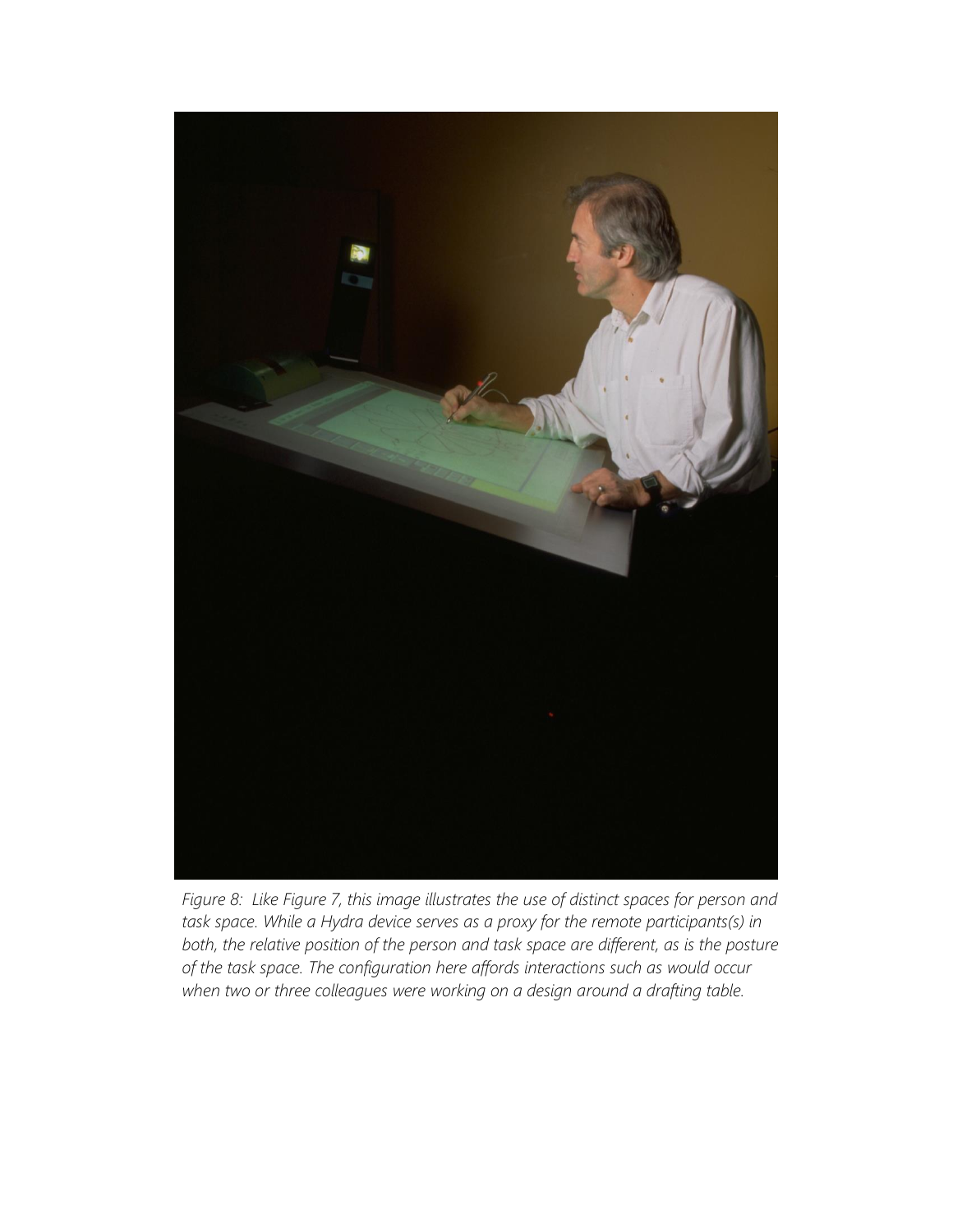*Figure 8: Like Figure 7, this image illustrates the use of distinct spaces for person and task space. While a Hydra device serves as a proxy for the remote participants(s) in both, the relative position of the person and task space are different, as is the posture of the task space. The configuration here affords interactions such as would occur when two or three colleagues were working on a design around a drafting table.*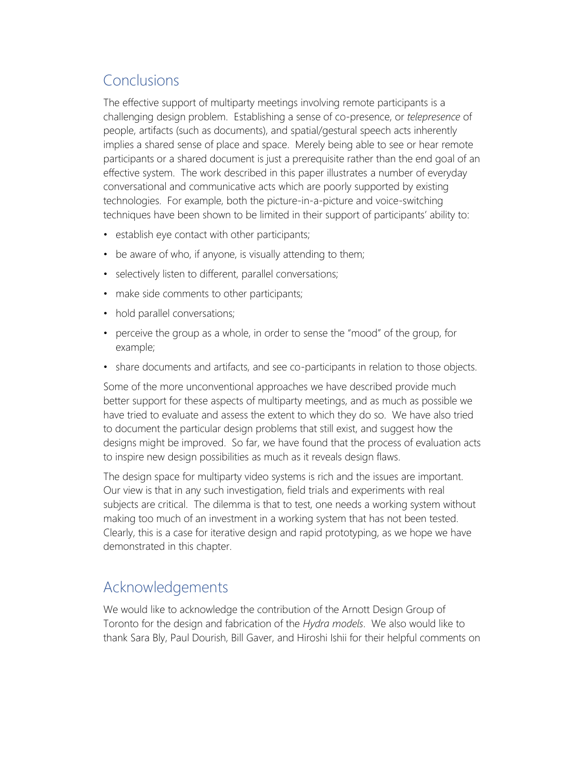## Conclusions

The effective support of multiparty meetings involving remote participants is a challenging design problem. Establishing a sense of co-presence, or *telepresence* of people, artifacts (such as documents), and spatial/gestural speech acts inherently implies a shared sense of place and space. Merely being able to see or hear remote participants or a shared document is just a prerequisite rather than the end goal of an effective system. The work described in this paper illustrates a number of everyday conversational and communicative acts which are poorly supported by existing technologies. For example, both the picture-in-a-picture and voice-switching techniques have been shown to be limited in their support of participants' ability to:

- establish eye contact with other participants;
- be aware of who, if anyone, is visually attending to them;
- selectively listen to different, parallel conversations;
- make side comments to other participants;
- hold parallel conversations;
- perceive the group as a whole, in order to sense the "mood" of the group, for example;
- share documents and artifacts, and see co-participants in relation to those objects.

Some of the more unconventional approaches we have described provide much better support for these aspects of multiparty meetings, and as much as possible we have tried to evaluate and assess the extent to which they do so. We have also tried to document the particular design problems that still exist, and suggest how the designs might be improved. So far, we have found that the process of evaluation acts to inspire new design possibilities as much as it reveals design flaws.

The design space for multiparty video systems is rich and the issues are important. Our view is that in any such investigation, field trials and experiments with real subjects are critical. The dilemma is that to test, one needs a working system without making too much of an investment in a working system that has not been tested. Clearly, this is a case for iterative design and rapid prototyping, as we hope we have demonstrated in this chapter.

## Acknowledgements

We would like to acknowledge the contribution of the Arnott Design Group of Toronto for the design and fabrication of the *Hydra models*. We also would like to thank Sara Bly, Paul Dourish, Bill Gaver, and Hiroshi Ishii for their helpful comments on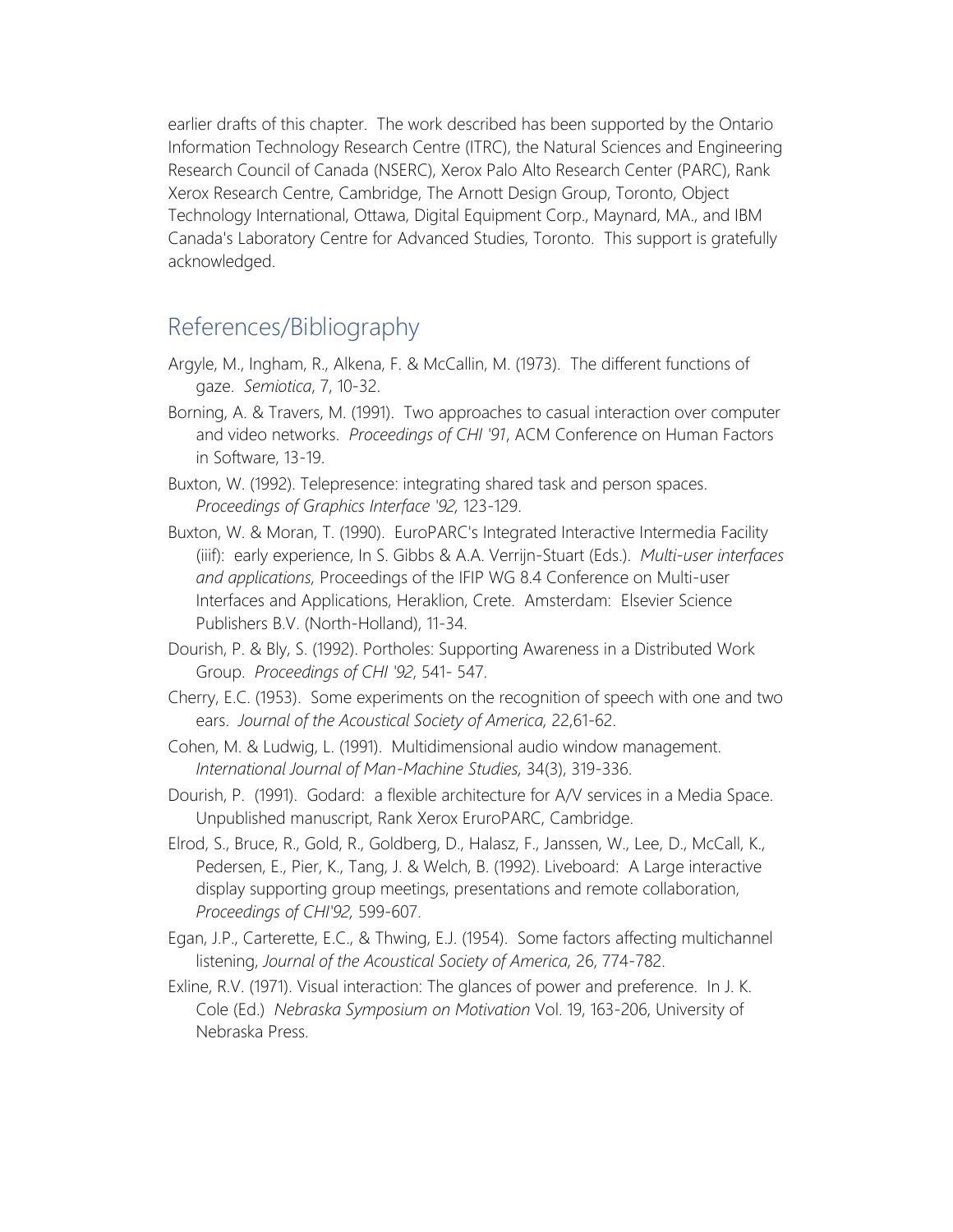earlier drafts of this chapter. The work described has been supported by the Ontario Information Technology Research Centre (ITRC), the Natural Sciences and Engineering Research Council of Canada (NSERC), Xerox Palo Alto Research Center (PARC), Rank Xerox Research Centre, Cambridge, The Arnott Design Group, Toronto, Object Technology International, Ottawa, Digital Equipment Corp., Maynard, MA., and IBM Canada's Laboratory Centre for Advanced Studies, Toronto. This support is gratefully acknowledged.

## References/Bibliography

Argyle, M., Ingham, R., Alkena, F. & McCallin, M. (1973). The different functions of gaze. *Semiotica*, 7, 10-32.

Borning, A. & Travers, M. (1991). Two approaches to casual interaction over computer and video networks. *Proceedings of CHI '91*, ACM Conference on Human Factors in Software, 13-19.

Buxton, W. (1992). Telepresence: integrating shared task and person spaces. *Proceedings of Graphics Interface '92*, 123-129.

Buxton, W. & Moran, T. (1990). EuroPARC's Integrated Interactive Intermedia Facility (iiif): early experience, In S. Gibbs & A.A. Verrijn-Stuart (Eds.). *Multi-user interfaces and applications*, Proceedings of the IFIP WG 8.4 Conference on Multi-user Interfaces and Applications, Heraklion, Crete. Amsterdam: Elsevier Science Publishers B.V. (North-Holland), 11-34.

Dourish, P. & Bly, S. (1992). Portholes: Supporting Awareness in a Distributed Work Group. *Proceedings of CHI '92*, 541- 547.

Cherry, E.C. (1953). Some experiments on the recognition of speech with one and two ears. *Journal of the Acoustical Society of America*, 22,61-62.

Cohen, M. & Ludwig, L. (1991). Multidimensional audio window management. *International Journal of Man-Machine Studies*, 34(3), 319-336.

Dourish, P. (1991). Godard: a flexible architecture for A/V services in a Media Space. Unpublished manuscript, Rank Xerox EruroPARC, Cambridge.

Elrod, S., Bruce, R., Gold, R., Goldberg, D., Halasz, F., Janssen, W., Lee, D., McCall, K., Pedersen, E., Pier, K., Tang, J. & Welch, B. (1992). Liveboard: A Large interactive display supporting group meetings, presentations and remote collaboration, *Proceedings of CHI'92*, 599-607.

Egan, J.P., Carterette, E.C., & Thwing, E.J. (1954). Some factors affecting multichannel listening, *Journal of the Acoustical Society of America*, 26, 774-782.

Exline, R.V. (1971). Visual interaction: The glances of power and preference. In J. K. Cole (Ed.) *Nebraska Symposium on Motivation* Vol. 19, 163-206, University of Nebraska Press.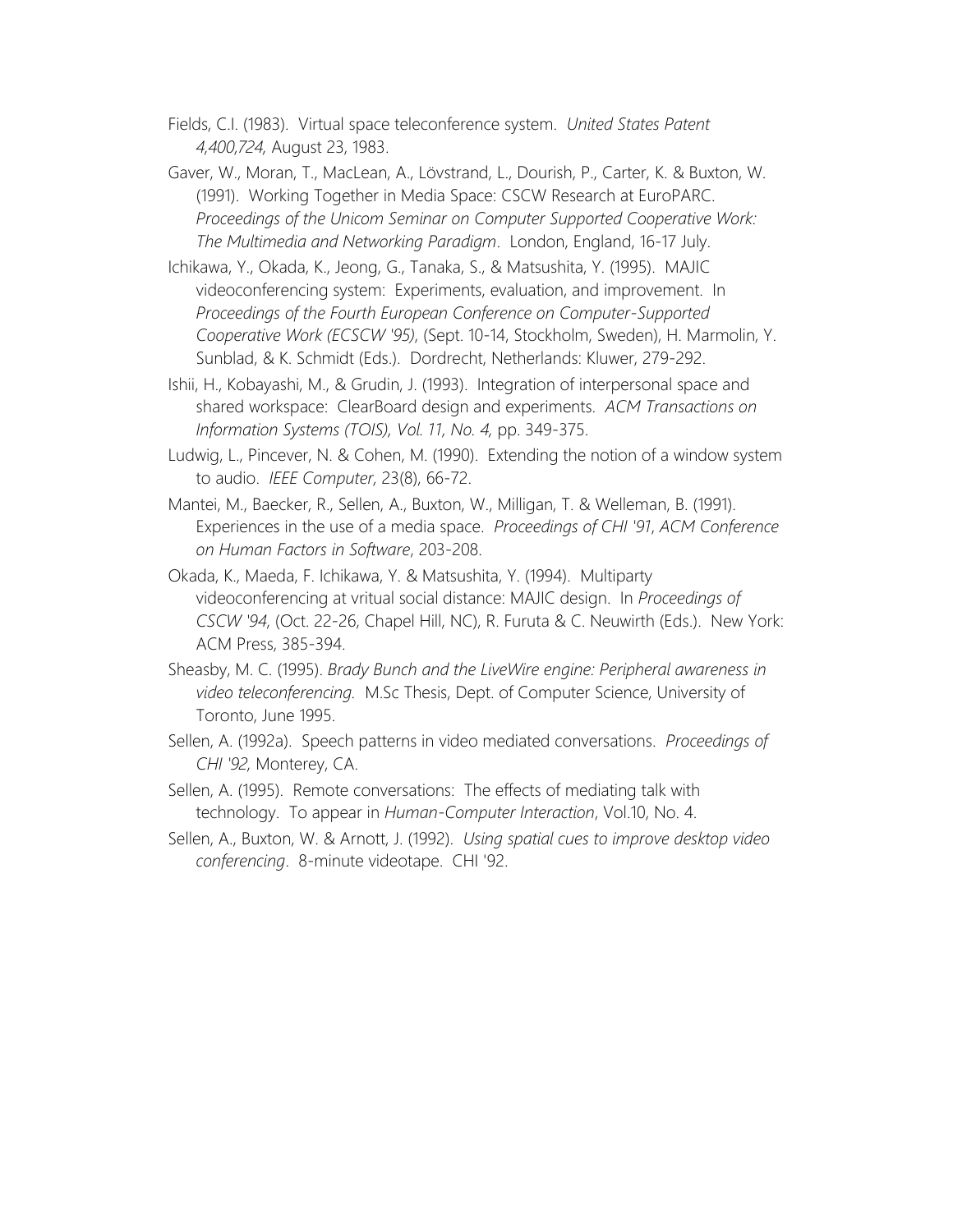Fields, C.I. (1983). Virtual space teleconference system. *United States Patent 4,400,724,* August 23, 1983.

Gaver, W., Moran, T., MacLean, A., Lövstrand, L., Dourish, P., Carter, K. & Buxton, W. (1991). Working Together in Media Space: CSCW Research at EuroPARC. *Proceedings of the Unicom Seminar on Computer Supported Cooperative Work: The Multimedia and Networking Paradigm*. London, England, 16-17 July.

Ichikawa, Y., Okada, K., Jeong, G., Tanaka, S., & Matsushita, Y. (1995). MAJIC videoconferencing system: Experiments, evaluation, and improvement. In *Proceedings of the Fourth European Conference on Computer-Supported Cooperative Work (ECSCW '95)*, (Sept. 10-14, Stockholm, Sweden), H. Marmolin, Y. Sunblad, & K. Schmidt (Eds.). Dordrecht, Netherlands: Kluwer, 279-292.

Ishii, H., Kobayashi, M., & Grudin, J. (1993). Integration of interpersonal space and shared workspace: ClearBoard design and experiments. *ACM Transactions on Information Systems (TOIS), Vol. 11, No. 4,* pp. 349-375.

Ludwig, L., Pincever, N. & Cohen, M. (1990). Extending the notion of a window system to audio. *IEEE Computer*, 23(8), 66-72.

Mantei, M., Baecker, R., Sellen, A., Buxton, W., Milligan, T. & Welleman, B. (1991). Experiences in the use of a media space. *Proceedings of CHI '91, ACM Conference on Human Factors in Software*, 203-208.

Okada, K., Maeda, F. Ichikawa, Y. & Matsushita, Y. (1994). Multiparty videoconferencing at vritual social distance: MAJIC design. In *Proceedings of CSCW '94*, (Oct. 22-26, Chapel Hill, NC), R. Furuta & C. Neuwirth (Eds.). New York: ACM Press, 385-394.

Sheasby, M. C. (1995). *Brady Bunch and the LiveWire engine: Peripheral awareness in video teleconferencing.* M.Sc Thesis, Dept. of Computer Science, University of Toronto, June 1995.

Sellen, A. (1992a). Speech patterns in video mediated conversations. *Proceedings of CHI '92*, Monterey, CA.

Sellen, A. (1995). Remote conversations: The effects of mediating talk with technology. To appear in *Human-Computer Interaction*, Vol.10, No. 4.

Sellen, A., Buxton, W. & Arnott, J. (1992). *Using spatial cues to improve desktop video conferencing*. 8-minute videotape. CHI '92.